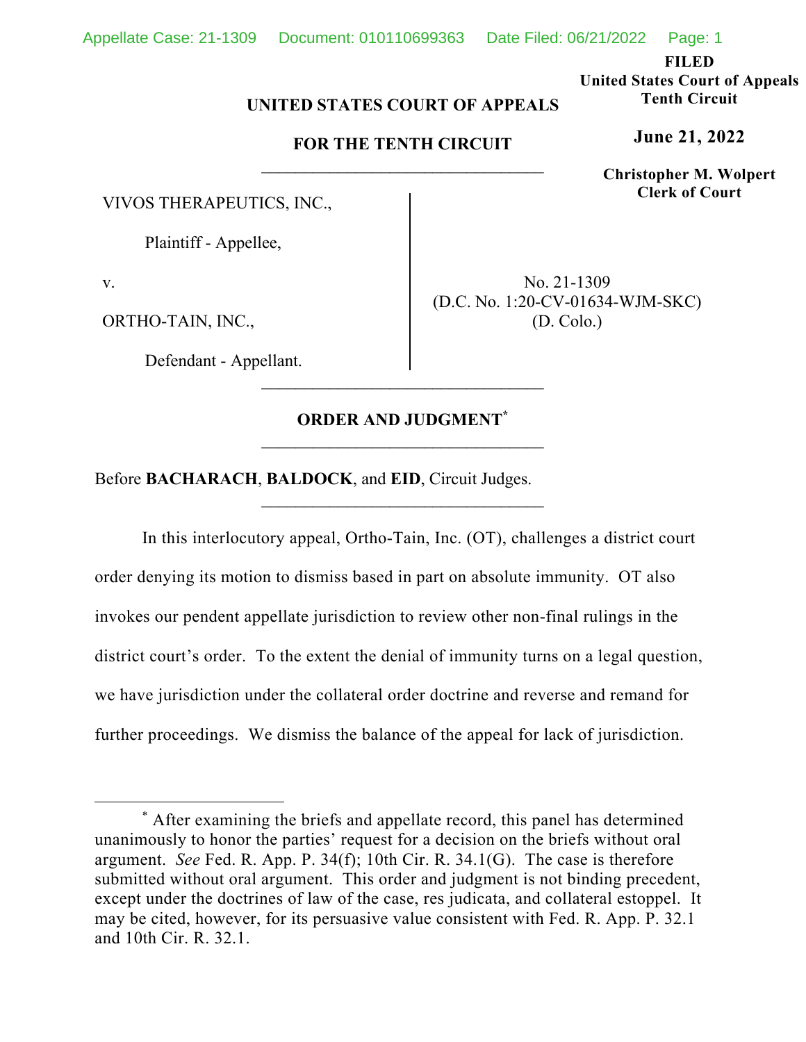FILED
United States Court of Appeals
Tenth Circuit

**June 21, 2022**

**Christopher M. Wolpert**
**Clerk of Court**

**UNITED STATES COURT OF APPEALS**

**FOR THE TENTH CIRCUIT**

---

VIVOS THERAPEUTICS, INC.,

Plaintiff - Appellee,

v.

ORTHO-TAIN, INC.,

Defendant - Appellant.

No. 21-1309
(D.C. No. 1:20-CV-01634-WJM-SKC)
(D. Colo.)

---

**ORDER AND JUDGMENT***

---

Before **BACHARACH**, **BALDOCK**, and **EID**, Circuit Judges.

---

In this interlocutory appeal, Ortho-Tain, Inc. (OT), challenges a district court order denying its motion to dismiss based in part on absolute immunity. OT also invokes our pendent appellate jurisdiction to review other non-final rulings in the district court's order. To the extent the denial of immunity turns on a legal question, we have jurisdiction under the collateral order doctrine and reverse and remand for further proceedings. We dismiss the balance of the appeal for lack of jurisdiction.

---

\* After examining the briefs and appellate record, this panel has determined unanimously to honor the parties' request for a decision on the briefs without oral argument. *See* Fed. R. App. P. 34(f); 10th Cir. R. 34.1(G). The case is therefore submitted without oral argument. This order and judgment is not binding precedent, except under the doctrines of law of the case, res judicata, and collateral estoppel. It may be cited, however, for its persuasive value consistent with Fed. R. App. P. 32.1 and 10th Cir. R. 32.1.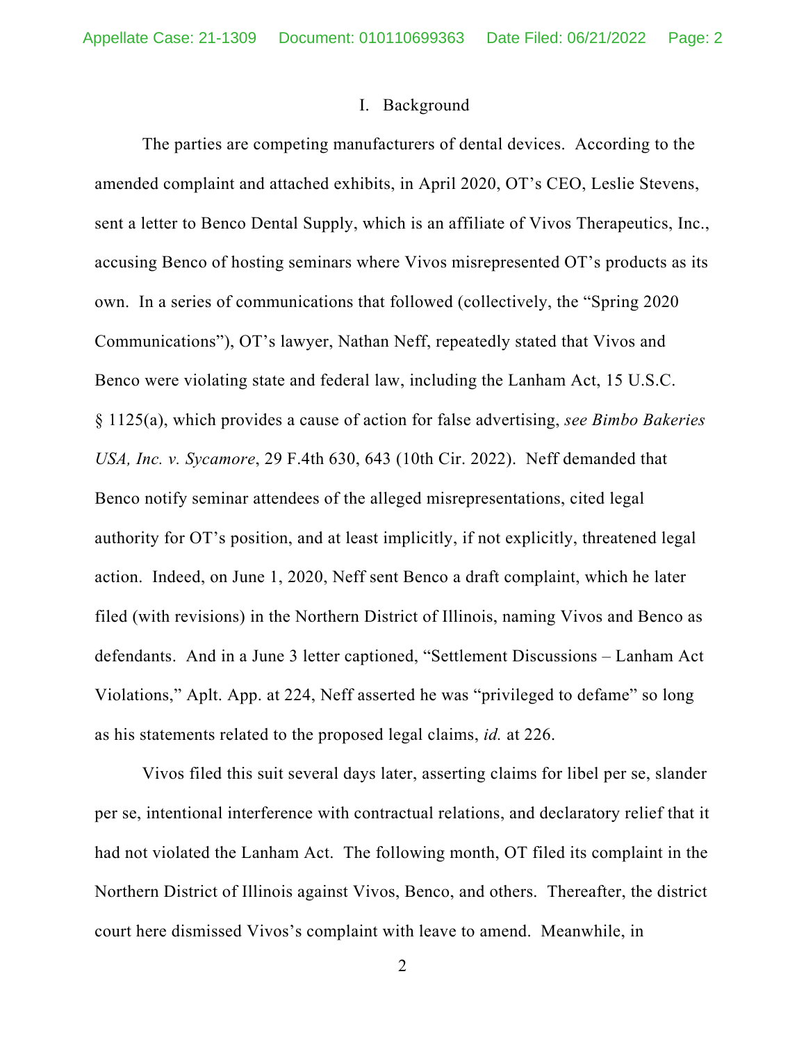## I. Background

The parties are competing manufacturers of dental devices. According to the amended complaint and attached exhibits, in April 2020, OT's CEO, Leslie Stevens, sent a letter to Benco Dental Supply, which is an affiliate of Vivos Therapeutics, Inc., accusing Benco of hosting seminars where Vivos misrepresented OT's products as its own. In a series of communications that followed (collectively, the "Spring 2020 Communications"), OT's lawyer, Nathan Neff, repeatedly stated that Vivos and Benco were violating state and federal law, including the Lanham Act, 15 U.S.C. § 1125(a), which provides a cause of action for false advertising, *see Bimbo Bakeries USA, Inc. v. Sycamore*, 29 F.4th 630, 643 (10th Cir. 2022). Neff demanded that Benco notify seminar attendees of the alleged misrepresentations, cited legal authority for OT's position, and at least implicitly, if not explicitly, threatened legal action. Indeed, on June 1, 2020, Neff sent Benco a draft complaint, which he later filed (with revisions) in the Northern District of Illinois, naming Vivos and Benco as defendants. And in a June 3 letter captioned, "Settlement Discussions – Lanham Act Violations," Aplt. App. at 224, Neff asserted he was "privileged to defame" so long as his statements related to the proposed legal claims, *id.* at 226.

Vivos filed this suit several days later, asserting claims for libel per se, slander per se, intentional interference with contractual relations, and declaratory relief that it had not violated the Lanham Act. The following month, OT filed its complaint in the Northern District of Illinois against Vivos, Benco, and others. Thereafter, the district court here dismissed Vivos's complaint with leave to amend. Meanwhile, in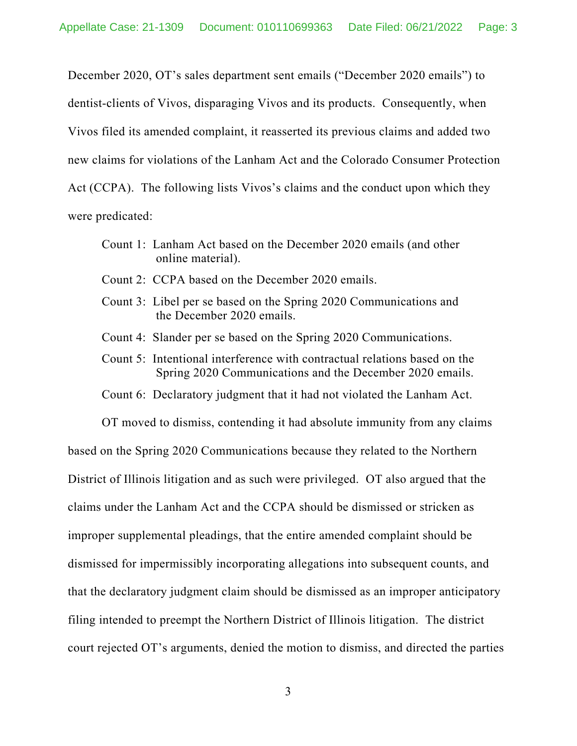December 2020, OT's sales department sent emails ("December 2020 emails") to dentist-clients of Vivos, disparaging Vivos and its products. Consequently, when Vivos filed its amended complaint, it reasserted its previous claims and added two new claims for violations of the Lanham Act and the Colorado Consumer Protection Act (CCPA). The following lists Vivos's claims and the conduct upon which they were predicated:

> Count 1: Lanham Act based on the December 2020 emails (and other online material).
>
> Count 2: CCPA based on the December 2020 emails.
>
> Count 3: Libel per se based on the Spring 2020 Communications and the December 2020 emails.
>
> Count 4: Slander per se based on the Spring 2020 Communications.
>
> Count 5: Intentional interference with contractual relations based on the Spring 2020 Communications and the December 2020 emails.
>
> Count 6: Declaratory judgment that it had not violated the Lanham Act.

OT moved to dismiss, contending it had absolute immunity from any claims based on the Spring 2020 Communications because they related to the Northern District of Illinois litigation and as such were privileged. OT also argued that the claims under the Lanham Act and the CCPA should be dismissed or stricken as improper supplemental pleadings, that the entire amended complaint should be dismissed for impermissibly incorporating allegations into subsequent counts, and that the declaratory judgment claim should be dismissed as an improper anticipatory filing intended to preempt the Northern District of Illinois litigation. The district court rejected OT's arguments, denied the motion to dismiss, and directed the parties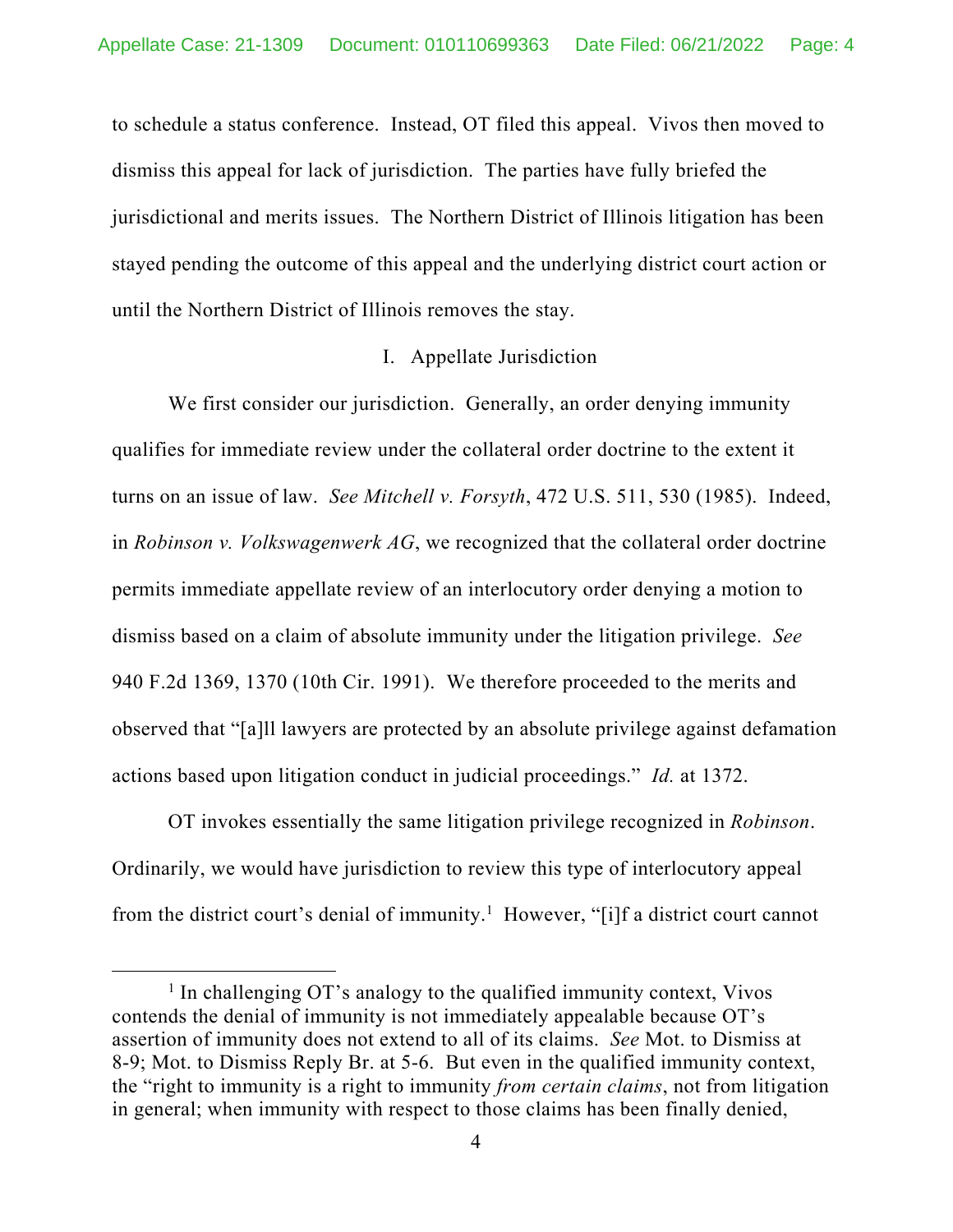to schedule a status conference. Instead, OT filed this appeal. Vivos then moved to dismiss this appeal for lack of jurisdiction. The parties have fully briefed the jurisdictional and merits issues. The Northern District of Illinois litigation has been stayed pending the outcome of this appeal and the underlying district court action or until the Northern District of Illinois removes the stay.

## I. Appellate Jurisdiction

We first consider our jurisdiction. Generally, an order denying immunity qualifies for immediate review under the collateral order doctrine to the extent it turns on an issue of law. *See Mitchell v. Forsyth*, 472 U.S. 511, 530 (1985). Indeed, in *Robinson v. Volkswagenwerk AG*, we recognized that the collateral order doctrine permits immediate appellate review of an interlocutory order denying a motion to dismiss based on a claim of absolute immunity under the litigation privilege. *See* 940 F.2d 1369, 1370 (10th Cir. 1991). We therefore proceeded to the merits and observed that "[a]ll lawyers are protected by an absolute privilege against defamation actions based upon litigation conduct in judicial proceedings." *Id.* at 1372.

OT invokes essentially the same litigation privilege recognized in *Robinson*. Ordinarily, we would have jurisdiction to review this type of interlocutory appeal from the district court's denial of immunity.[1] However, "[i]f a district court cannot

[1] In challenging OT's analogy to the qualified immunity context, Vivos contends the denial of immunity is not immediately appealable because OT's assertion of immunity does not extend to all of its claims. *See* Mot. to Dismiss at 8-9; Mot. to Dismiss Reply Br. at 5-6. But even in the qualified immunity context, the "right to immunity is a right to immunity *from certain claims*, not from litigation in general; when immunity with respect to those claims has been finally denied,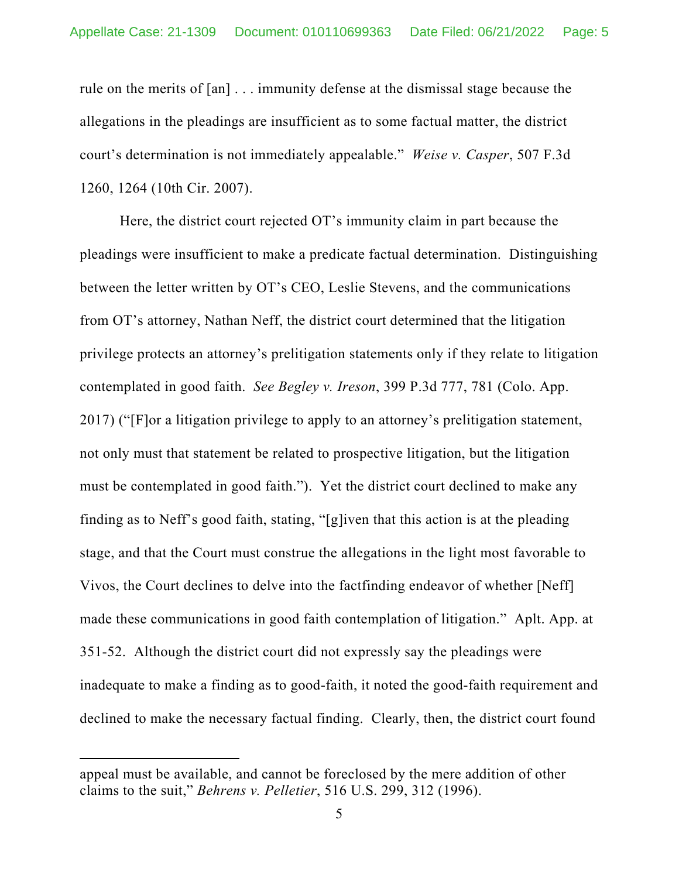rule on the merits of [an] . . . immunity defense at the dismissal stage because the allegations in the pleadings are insufficient as to some factual matter, the district court's determination is not immediately appealable." *Weise v. Casper*, 507 F.3d 1260, 1264 (10th Cir. 2007).

Here, the district court rejected OT's immunity claim in part because the pleadings were insufficient to make a predicate factual determination. Distinguishing between the letter written by OT's CEO, Leslie Stevens, and the communications from OT's attorney, Nathan Neff, the district court determined that the litigation privilege protects an attorney's prelitigation statements only if they relate to litigation contemplated in good faith. *See Begley v. Ireson*, 399 P.3d 777, 781 (Colo. App. 2017) ("[F]or a litigation privilege to apply to an attorney's prelitigation statement, not only must that statement be related to prospective litigation, but the litigation must be contemplated in good faith."). Yet the district court declined to make any finding as to Neff's good faith, stating, "[g]iven that this action is at the pleading stage, and that the Court must construe the allegations in the light most favorable to Vivos, the Court declines to delve into the factfinding endeavor of whether [Neff] made these communications in good faith contemplation of litigation." Aplt. App. at 351-52. Although the district court did not expressly say the pleadings were inadequate to make a finding as to good-faith, it noted the good-faith requirement and declined to make the necessary factual finding. Clearly, then, the district court found

---

appeal must be available, and cannot be foreclosed by the mere addition of other claims to the suit," *Behrens v. Pelletier*, 516 U.S. 299, 312 (1996).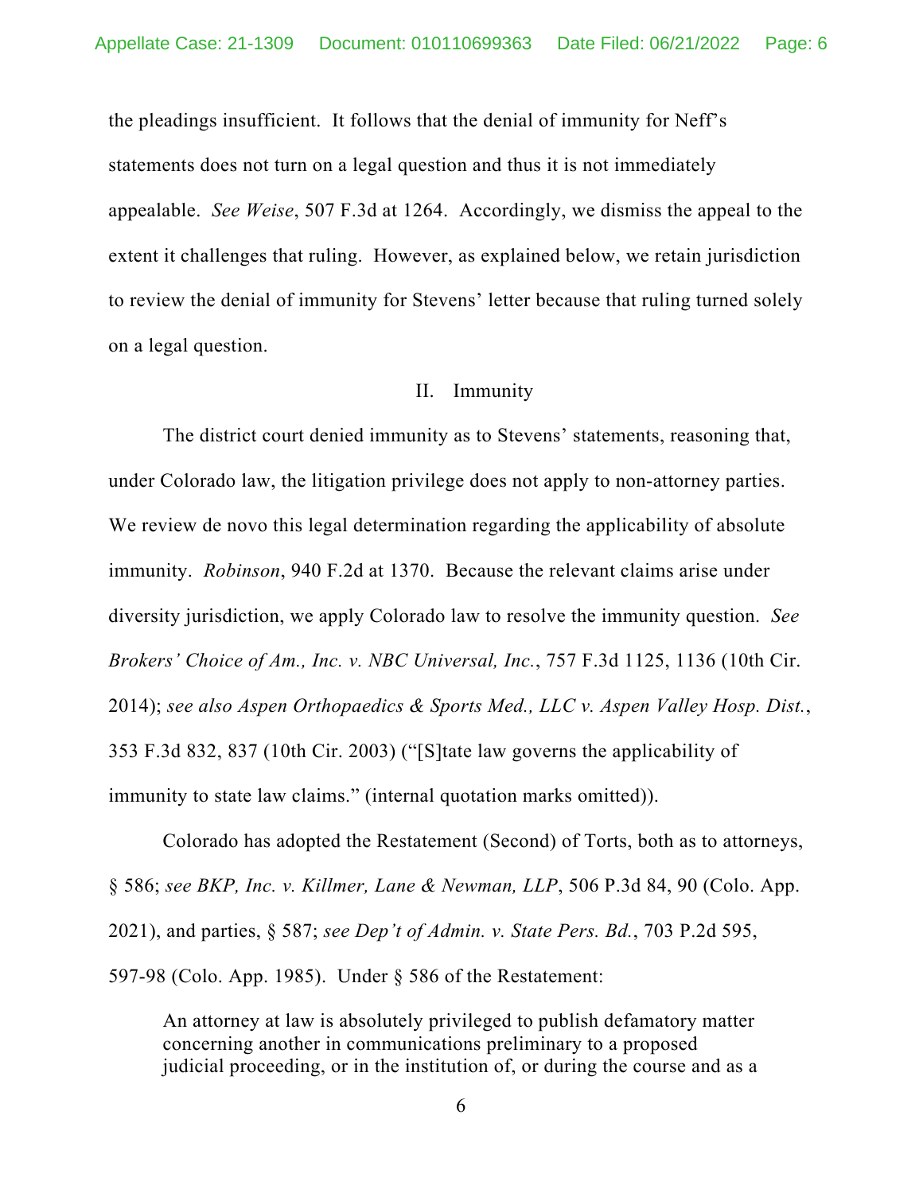the pleadings insufficient. It follows that the denial of immunity for Neff's statements does not turn on a legal question and thus it is not immediately appealable. *See Weise*, 507 F.3d at 1264. Accordingly, we dismiss the appeal to the extent it challenges that ruling. However, as explained below, we retain jurisdiction to review the denial of immunity for Stevens' letter because that ruling turned solely on a legal question.

## II. Immunity

The district court denied immunity as to Stevens' statements, reasoning that, under Colorado law, the litigation privilege does not apply to non-attorney parties. We review de novo this legal determination regarding the applicability of absolute immunity. *Robinson*, 940 F.2d at 1370. Because the relevant claims arise under diversity jurisdiction, we apply Colorado law to resolve the immunity question. *See Brokers' Choice of Am., Inc. v. NBC Universal, Inc.*, 757 F.3d 1125, 1136 (10th Cir. 2014); *see also Aspen Orthopaedics & Sports Med., LLC v. Aspen Valley Hosp. Dist.*, 353 F.3d 832, 837 (10th Cir. 2003) ("[S]tate law governs the applicability of immunity to state law claims." (internal quotation marks omitted)).

Colorado has adopted the Restatement (Second) of Torts, both as to attorneys, § 586; *see BKP, Inc. v. Killmer, Lane & Newman, LLP*, 506 P.3d 84, 90 (Colo. App. 2021), and parties, § 587; *see Dep't of Admin. v. State Pers. Bd.*, 703 P.2d 595, 597-98 (Colo. App. 1985). Under § 586 of the Restatement:

> An attorney at law is absolutely privileged to publish defamatory matter concerning another in communications preliminary to a proposed judicial proceeding, or in the institution of, or during the course and as a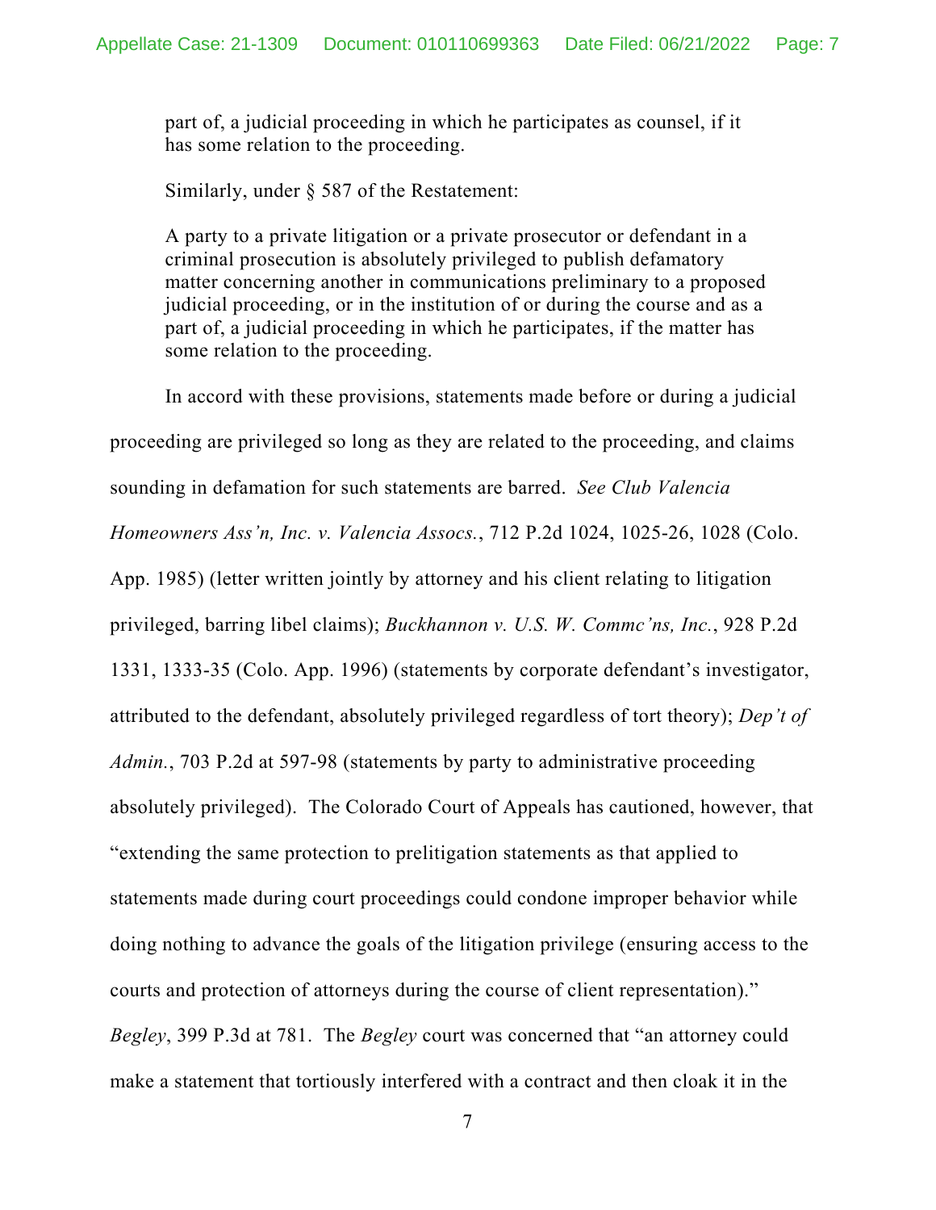> part of, a judicial proceeding in which he participates as counsel, if it has some relation to the proceeding.

Similarly, under § 587 of the Restatement:

> A party to a private litigation or a private prosecutor or defendant in a criminal prosecution is absolutely privileged to publish defamatory matter concerning another in communications preliminary to a proposed judicial proceeding, or in the institution of or during the course and as a part of, a judicial proceeding in which he participates, if the matter has some relation to the proceeding.

In accord with these provisions, statements made before or during a judicial proceeding are privileged so long as they are related to the proceeding, and claims sounding in defamation for such statements are barred. *See Club Valencia Homeowners Ass'n, Inc. v. Valencia Assocs.*, 712 P.2d 1024, 1025-26, 1028 (Colo. App. 1985) (letter written jointly by attorney and his client relating to litigation privileged, barring libel claims); *Buckhannon v. U.S. W. Commc'ns, Inc.*, 928 P.2d 1331, 1333-35 (Colo. App. 1996) (statements by corporate defendant's investigator, attributed to the defendant, absolutely privileged regardless of tort theory); *Dep't of Admin.*, 703 P.2d at 597-98 (statements by party to administrative proceeding absolutely privileged). The Colorado Court of Appeals has cautioned, however, that "extending the same protection to prelitigation statements as that applied to statements made during court proceedings could condone improper behavior while doing nothing to advance the goals of the litigation privilege (ensuring access to the courts and protection of attorneys during the course of client representation)." *Begley*, 399 P.3d at 781. The *Begley* court was concerned that "an attorney could make a statement that tortiously interfered with a contract and then cloak it in the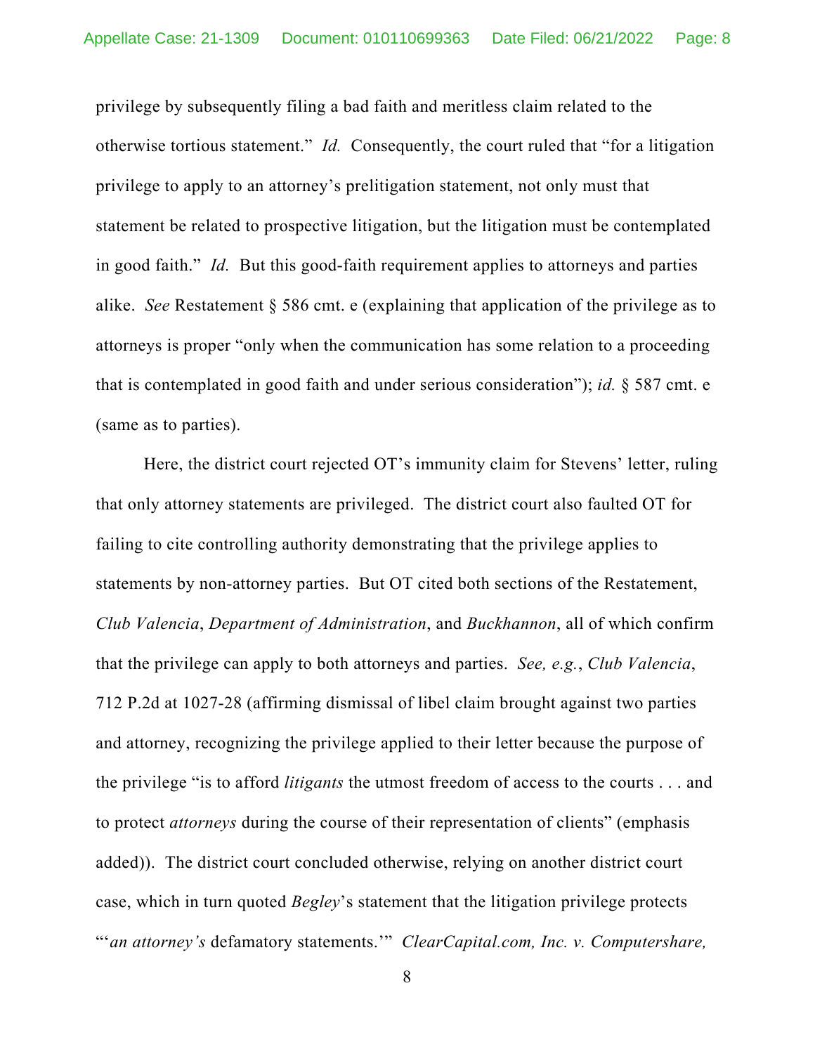privilege by subsequently filing a bad faith and meritless claim related to the otherwise tortious statement." *Id.* Consequently, the court ruled that "for a litigation privilege to apply to an attorney's prelitigation statement, not only must that statement be related to prospective litigation, but the litigation must be contemplated in good faith." *Id.* But this good-faith requirement applies to attorneys and parties alike. *See* Restatement § 586 cmt. e (explaining that application of the privilege as to attorneys is proper "only when the communication has some relation to a proceeding that is contemplated in good faith and under serious consideration"); *id.* § 587 cmt. e (same as to parties).

Here, the district court rejected OT's immunity claim for Stevens' letter, ruling that only attorney statements are privileged. The district court also faulted OT for failing to cite controlling authority demonstrating that the privilege applies to statements by non-attorney parties. But OT cited both sections of the Restatement, *Club Valencia*, *Department of Administration*, and *Buckhannon*, all of which confirm that the privilege can apply to both attorneys and parties. *See, e.g.*, *Club Valencia*, 712 P.2d at 1027-28 (affirming dismissal of libel claim brought against two parties and attorney, recognizing the privilege applied to their letter because the purpose of the privilege "is to afford *litigants* the utmost freedom of access to the courts . . . and to protect *attorneys* during the course of their representation of clients" (emphasis added)). The district court concluded otherwise, relying on another district court case, which in turn quoted *Begley*'s statement that the litigation privilege protects "'*an attorney's* defamatory statements.'" *ClearCapital.com, Inc. v. Computershare,*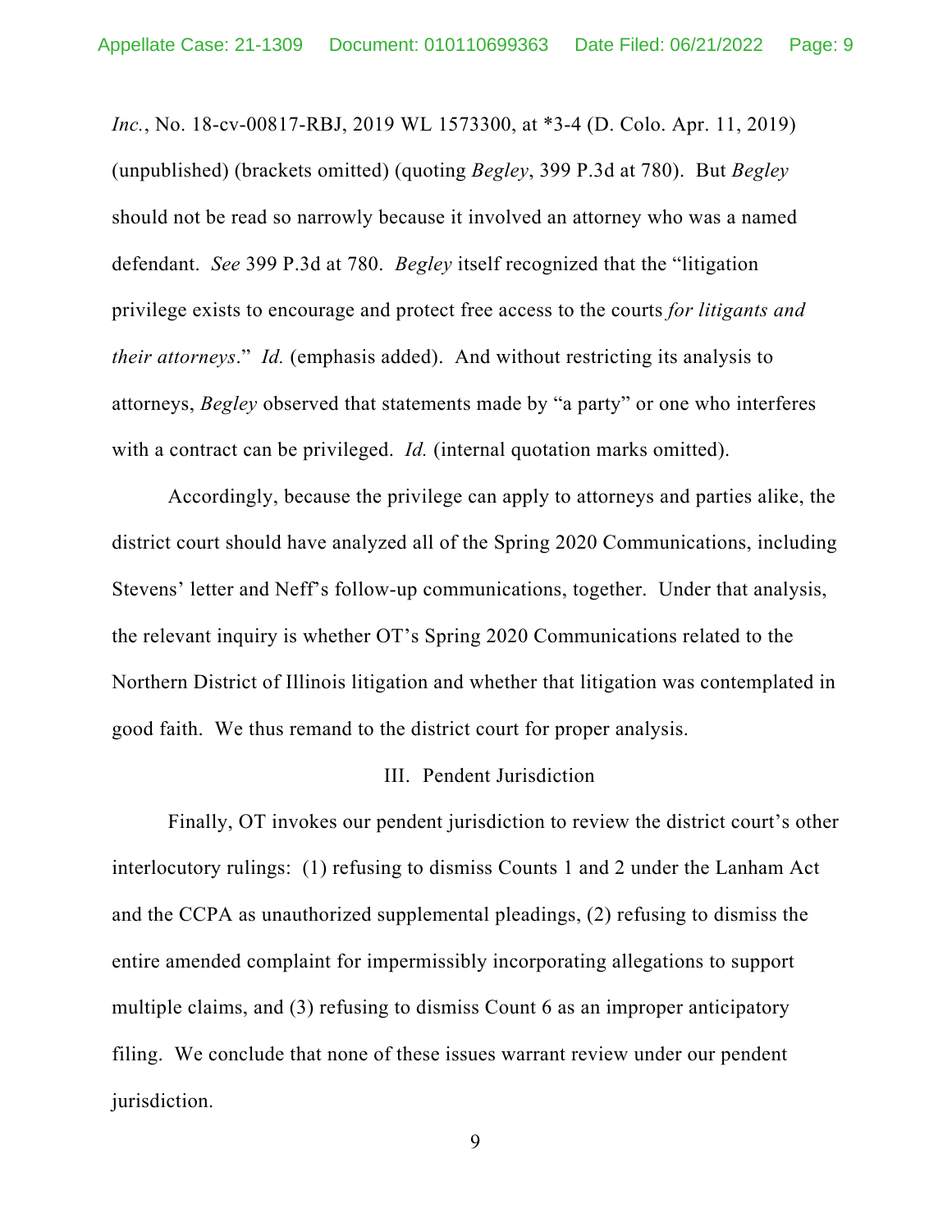*Inc.*, No. 18-cv-00817-RBJ, 2019 WL 1573300, at *3-4 (D. Colo. Apr. 11, 2019) (unpublished) (brackets omitted) (quoting *Begley*, 399 P.3d at 780). But *Begley* should not be read so narrowly because it involved an attorney who was a named defendant. *See* 399 P.3d at 780. *Begley* itself recognized that the "litigation privilege exists to encourage and protect free access to the courts *for litigants and their attorneys*." *Id.* (emphasis added). And without restricting its analysis to attorneys, *Begley* observed that statements made by "a party" or one who interferes with a contract can be privileged. *Id.* (internal quotation marks omitted).

Accordingly, because the privilege can apply to attorneys and parties alike, the district court should have analyzed all of the Spring 2020 Communications, including Stevens' letter and Neff's follow-up communications, together. Under that analysis, the relevant inquiry is whether OT's Spring 2020 Communications related to the Northern District of Illinois litigation and whether that litigation was contemplated in good faith. We thus remand to the district court for proper analysis.

## III. Pendent Jurisdiction

Finally, OT invokes our pendent jurisdiction to review the district court's other interlocutory rulings: (1) refusing to dismiss Counts 1 and 2 under the Lanham Act and the CCPA as unauthorized supplemental pleadings, (2) refusing to dismiss the entire amended complaint for impermissibly incorporating allegations to support multiple claims, and (3) refusing to dismiss Count 6 as an improper anticipatory filing. We conclude that none of these issues warrant review under our pendent jurisdiction.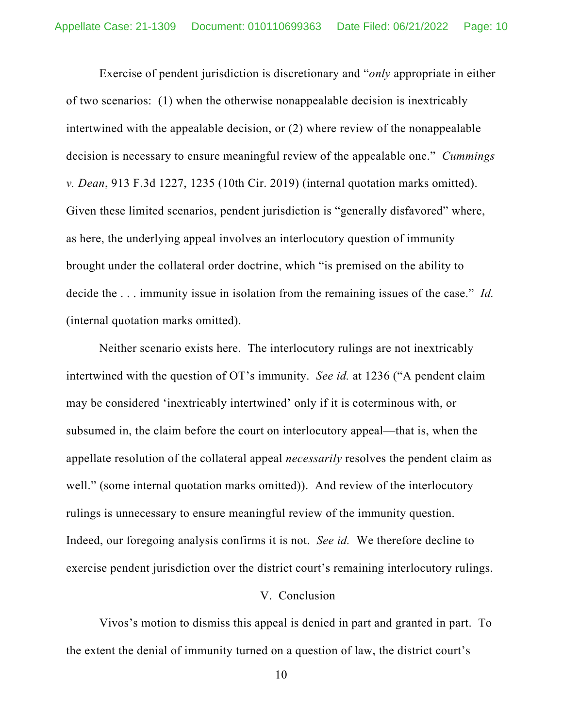Exercise of pendent jurisdiction is discretionary and "*only* appropriate in either of two scenarios: (1) when the otherwise nonappealable decision is inextricably intertwined with the appealable decision, or (2) where review of the nonappealable decision is necessary to ensure meaningful review of the appealable one." *Cummings v. Dean*, 913 F.3d 1227, 1235 (10th Cir. 2019) (internal quotation marks omitted). Given these limited scenarios, pendent jurisdiction is "generally disfavored" where, as here, the underlying appeal involves an interlocutory question of immunity brought under the collateral order doctrine, which "is premised on the ability to decide the . . . immunity issue in isolation from the remaining issues of the case." *Id.* (internal quotation marks omitted).

Neither scenario exists here. The interlocutory rulings are not inextricably intertwined with the question of OT's immunity. *See id.* at 1236 ("A pendent claim may be considered 'inextricably intertwined' only if it is coterminous with, or subsumed in, the claim before the court on interlocutory appeal—that is, when the appellate resolution of the collateral appeal *necessarily* resolves the pendent claim as well." (some internal quotation marks omitted)). And review of the interlocutory rulings is unnecessary to ensure meaningful review of the immunity question. Indeed, our foregoing analysis confirms it is not. *See id.* We therefore decline to exercise pendent jurisdiction over the district court's remaining interlocutory rulings.

## V. Conclusion

Vivos's motion to dismiss this appeal is denied in part and granted in part. To the extent the denial of immunity turned on a question of law, the district court's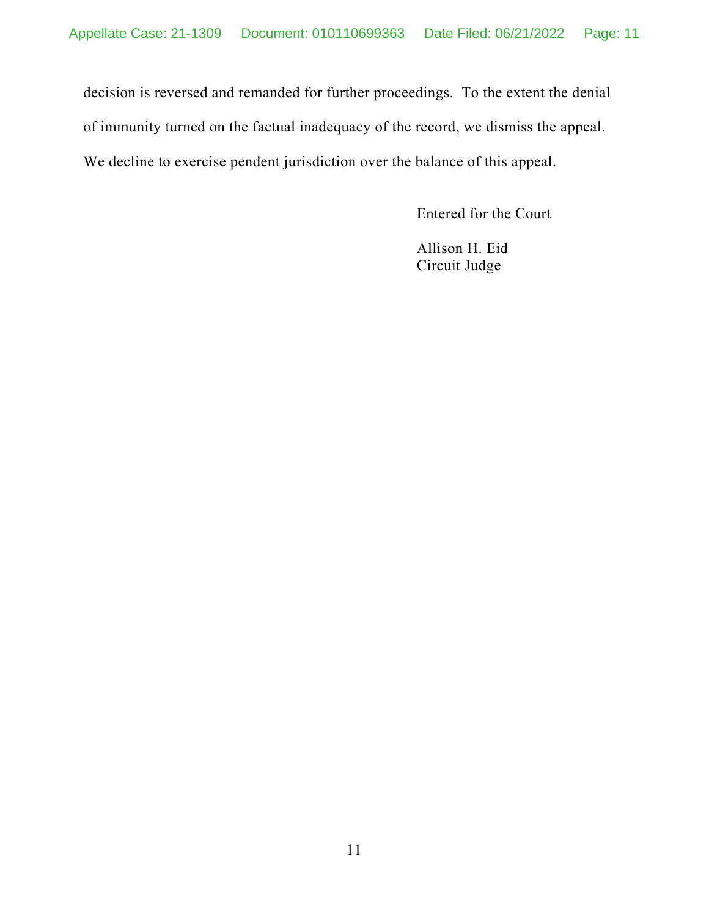decision is reversed and remanded for further proceedings. To the extent the denial of immunity turned on the factual inadequacy of the record, we dismiss the appeal. We decline to exercise pendent jurisdiction over the balance of this appeal.

Entered for the Court

Allison H. Eid
Circuit Judge